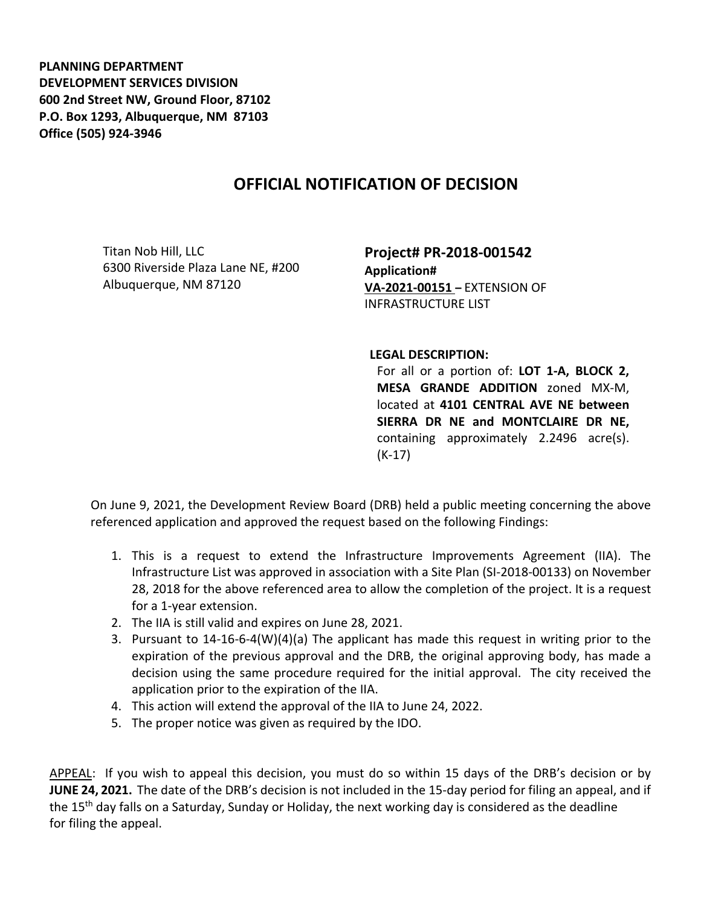**PLANNING DEPARTMENT**
**DEVELOPMENT SERVICES DIVISION**
**600 2nd Street NW, Ground Floor, 87102**
**P.O. Box 1293, Albuquerque, NM 87103**
**Office (505) 924-3946**

# OFFICIAL NOTIFICATION OF DECISION

Titan Nob Hill, LLC
6300 Riverside Plaza Lane NE, #200
Albuquerque, NM 87120

**Project# PR-2018-001542**
**Application#**
**VA-2021-00151 –** EXTENSION OF INFRASTRUCTURE LIST

**LEGAL DESCRIPTION:**
For all or a portion of: **LOT 1-A, BLOCK 2, MESA GRANDE ADDITION** zoned MX-M, located at **4101 CENTRAL AVE NE between SIERRA DR NE and MONTCLAIRE DR NE,** containing approximately 2.2496 acre(s). (K-17)

On June 9, 2021, the Development Review Board (DRB) held a public meeting concerning the above referenced application and approved the request based on the following Findings:

1. This is a request to extend the Infrastructure Improvements Agreement (IIA). The Infrastructure List was approved in association with a Site Plan (SI-2018-00133) on November 28, 2018 for the above referenced area to allow the completion of the project. It is a request for a 1-year extension.
2. The IIA is still valid and expires on June 28, 2021.
3. Pursuant to 14-16-6-4(W)(4)(a) The applicant has made this request in writing prior to the expiration of the previous approval and the DRB, the original approving body, has made a decision using the same procedure required for the initial approval. The city received the application prior to the expiration of the IIA.
4. This action will extend the approval of the IIA to June 24, 2022.
5. The proper notice was given as required by the IDO.

APPEAL: If you wish to appeal this decision, you must do so within 15 days of the DRB's decision or by **JUNE 24, 2021.** The date of the DRB's decision is not included in the 15-day period for filing an appeal, and if the 15th day falls on a Saturday, Sunday or Holiday, the next working day is considered as the deadline for filing the appeal.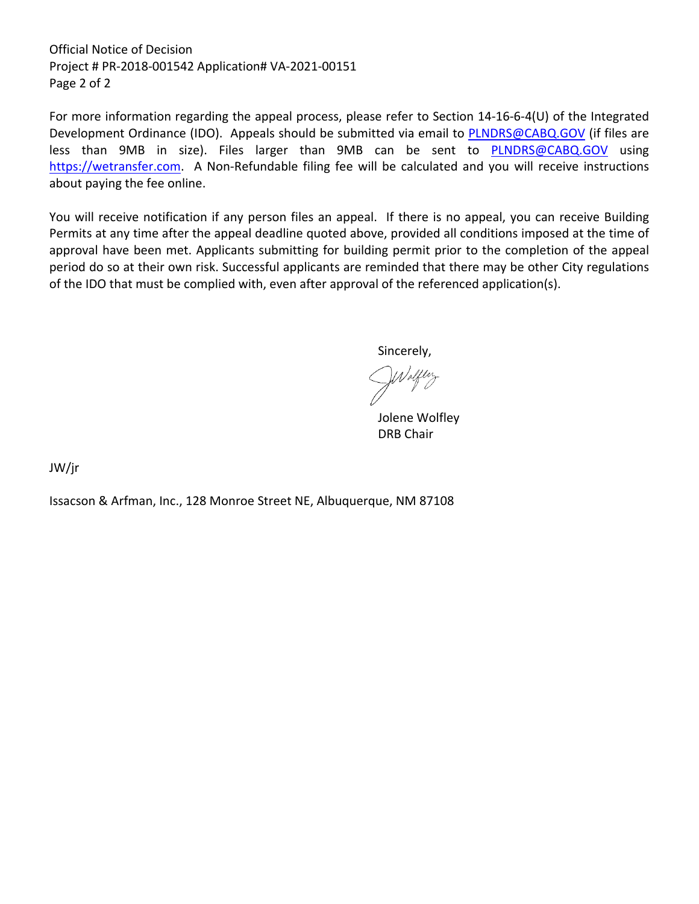For more information regarding the appeal process, please refer to Section 14-16-6-4(U) of the Integrated Development Ordinance (IDO). Appeals should be submitted via email to PLNDRS@CABQ.GOV (if files are less than 9MB in size). Files larger than 9MB can be sent to PLNDRS@CABQ.GOV using https://wetransfer.com. A Non-Refundable filing fee will be calculated and you will receive instructions about paying the fee online.

You will receive notification if any person files an appeal. If there is no appeal, you can receive Building Permits at any time after the appeal deadline quoted above, provided all conditions imposed at the time of approval have been met. Applicants submitting for building permit prior to the completion of the appeal period do so at their own risk. Successful applicants are reminded that there may be other City regulations of the IDO that must be complied with, even after approval of the referenced application(s).

Sincerely,

Jolene Wolfley
DRB Chair

JW/jr

Issacson & Arfman, Inc., 128 Monroe Street NE, Albuquerque, NM 87108